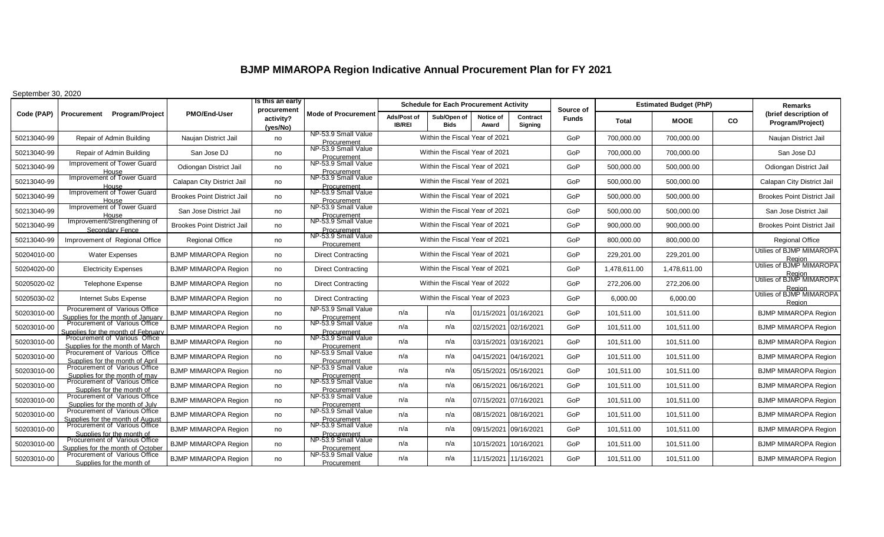# BJMP MIMAROPA Region Indicative Annual Procurement Plan for FY 2021

September 30, 2020

| Code (PAP) | Procurement Program/Project | PMO/End-User | Is this an early procurement activity? (yes/No) | Mode of Procurement | Schedule for Each Procurement Activity | | | | Source of Funds | Estimated Budget (PhP) | | | Remarks (brief description of Program/Project) |
|---|---|---|---|---|---|---|---|---|---|---|---|---|---|
| | | | | | Ads/Post of IB/REI | Sub/Open of Bids | Notice of Award | Contract Signing | | Total | MOOE | CO | |
| 50213040-99 | Repair of Admin Building | Naujan District Jail | no | NP-53.9 Small Value Procurement | Within the Fiscal Year of 2021 | | | | GoP | 700,000.00 | 700,000.00 | | Naujan District Jail |
| 50213040-99 | Repair of Admin Building | San Jose DJ | no | NP-53.9 Small Value Procurement | Within the Fiscal Year of 2021 | | | | GoP | 700,000.00 | 700,000.00 | | San Jose DJ |
| 50213040-99 | Improvement of Tower Guard House | Odiongan District Jail | no | NP-53.9 Small Value Procurement | Within the Fiscal Year of 2021 | | | | GoP | 500,000.00 | 500,000.00 | | Odiongan District Jail |
| 50213040-99 | Improvement of Tower Guard House | Calapan City District Jail | no | NP-53.9 Small Value Procurement | Within the Fiscal Year of 2021 | | | | GoP | 500,000.00 | 500,000.00 | | Calapan City District Jail |
| 50213040-99 | Improvement of Tower Guard House | Brookes Point District Jail | no | NP-53.9 Small Value Procurement | Within the Fiscal Year of 2021 | | | | GoP | 500,000.00 | 500,000.00 | | Brookes Point District Jail |
| 50213040-99 | Improvement of Tower Guard House | San Jose District Jail | no | NP-53.9 Small Value Procurement | Within the Fiscal Year of 2021 | | | | GoP | 500,000.00 | 500,000.00 | | San Jose District Jail |
| 50213040-99 | Improvement/Strengthening of Secondary Fence | Brookes Point District Jail | no | NP-53.9 Small Value Procurement | Within the Fiscal Year of 2021 | | | | GoP | 900,000.00 | 900,000.00 | | Brookes Point District Jail |
| 50213040-99 | Improvement of Regional Office | Regional Office | no | NP-53.9 Small Value Procurement | Within the Fiscal Year of 2021 | | | | GoP | 800,000.00 | 800,000.00 | | Regional Office |
| 50204010-00 | Water Expenses | BJMP MIMAROPA Region | no | Direct Contracting | Within the Fiscal Year of 2021 | | | | GoP | 229,201.00 | 229,201.00 | | Utilies of BJMP MIMAROPA Region |
| 50204020-00 | Electricity Expenses | BJMP MIMAROPA Region | no | Direct Contracting | Within the Fiscal Year of 2021 | | | | GoP | 1,478,611.00 | 1,478,611.00 | | Utilies of BJMP MIMAROPA Region |
| 50205020-02 | Telephone Expense | BJMP MIMAROPA Region | no | Direct Contracting | Within the Fiscal Year of 2022 | | | | GoP | 272,206.00 | 272,206.00 | | Utilies of BJMP MIMAROPA Region |
| 50205030-02 | Internet Subs Expense | BJMP MIMAROPA Region | no | Direct Contracting | Within the Fiscal Year of 2023 | | | | GoP | 6,000.00 | 6,000.00 | | Utilies of BJMP MIMAROPA Region |
| 50203010-00 | Procurement of Various Office Supplies for the month of January | BJMP MIMAROPA Region | no | NP-53.9 Small Value Procurement | n/a | n/a | 01/15/2021 | 01/16/2021 | GoP | 101,511.00 | 101,511.00 | | BJMP MIMAROPA Region |
| 50203010-00 | Procurement of Various Office Supplies for the month of February | BJMP MIMAROPA Region | no | NP-53.9 Small Value Procurement | n/a | n/a | 02/15/2021 | 02/16/2021 | GoP | 101,511.00 | 101,511.00 | | BJMP MIMAROPA Region |
| 50203010-00 | Procurement of Various Office Supplies for the month of March | BJMP MIMAROPA Region | no | NP-53.9 Small Value Procurement | n/a | n/a | 03/15/2021 | 03/16/2021 | GoP | 101,511.00 | 101,511.00 | | BJMP MIMAROPA Region |
| 50203010-00 | Procurement of Various Office Supplies for the month of April | BJMP MIMAROPA Region | no | NP-53.9 Small Value Procurement | n/a | n/a | 04/15/2021 | 04/16/2021 | GoP | 101,511.00 | 101,511.00 | | BJMP MIMAROPA Region |
| 50203010-00 | Procurement of Various Office Supplies for the month of may | BJMP MIMAROPA Region | no | NP-53.9 Small Value Procurement | n/a | n/a | 05/15/2021 | 05/16/2021 | GoP | 101,511.00 | 101,511.00 | | BJMP MIMAROPA Region |
| 50203010-00 | Procurement of Various Office Supplies for the month of | BJMP MIMAROPA Region | no | NP-53.9 Small Value Procurement | n/a | n/a | 06/15/2021 | 06/16/2021 | GoP | 101,511.00 | 101,511.00 | | BJMP MIMAROPA Region |
| 50203010-00 | Procurement of Various Office Supplies for the month of July | BJMP MIMAROPA Region | no | NP-53.9 Small Value Procurement | n/a | n/a | 07/15/2021 | 07/16/2021 | GoP | 101,511.00 | 101,511.00 | | BJMP MIMAROPA Region |
| 50203010-00 | Procurement of Various Office Supplies for the month of August | BJMP MIMAROPA Region | no | NP-53.9 Small Value Procurement | n/a | n/a | 08/15/2021 | 08/16/2021 | GoP | 101,511.00 | 101,511.00 | | BJMP MIMAROPA Region |
| 50203010-00 | Procurement of Various Office Supplies for the month of | BJMP MIMAROPA Region | no | NP-53.9 Small Value Procurement | n/a | n/a | 09/15/2021 | 09/16/2021 | GoP | 101,511.00 | 101,511.00 | | BJMP MIMAROPA Region |
| 50203010-00 | Procurement of Various Office Supplies for the month of October | BJMP MIMAROPA Region | no | NP-53.9 Small Value Procurement | n/a | n/a | 10/15/2021 | 10/16/2021 | GoP | 101,511.00 | 101,511.00 | | BJMP MIMAROPA Region |
| 50203010-00 | Procurement of Various Office Supplies for the month of | BJMP MIMAROPA Region | no | NP-53.9 Small Value Procurement | n/a | n/a | 11/15/2021 | 11/16/2021 | GoP | 101,511.00 | 101,511.00 | | BJMP MIMAROPA Region |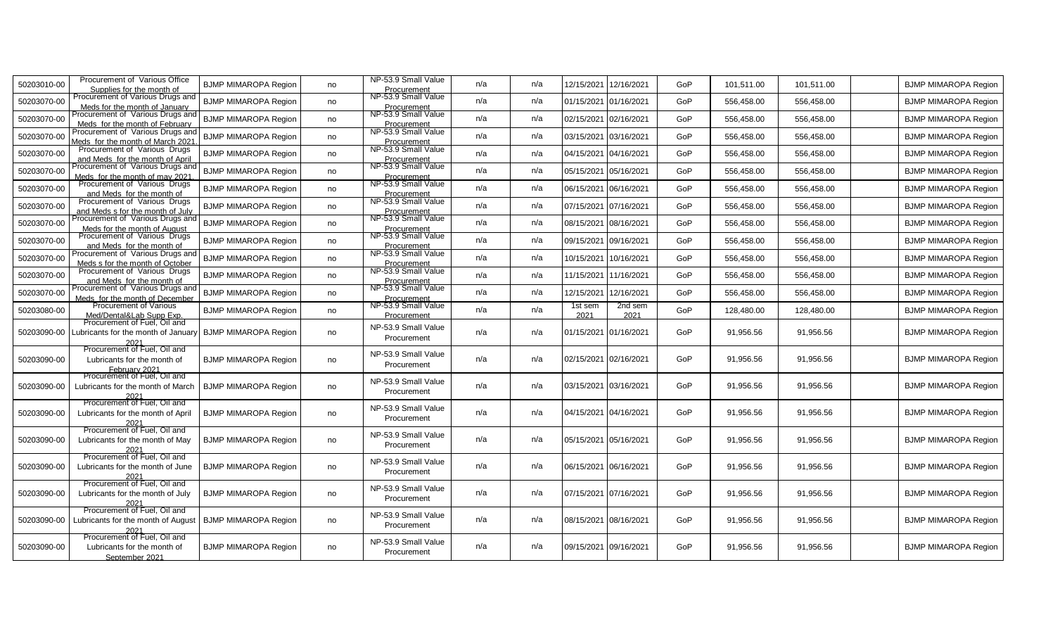| | | | | | | | | | | | | | |
|---|---|---|---|---|---|---|---|---|---|---|---|---|---|
| 50203010-00 | Procurement of Various Office Supplies for the month of | BJMP MIMAROPA Region | no | NP-53.9 Small Value Procurement | n/a | n/a | 12/15/2021 | 12/16/2021 | GoP | 101,511.00 | 101,511.00 | | BJMP MIMAROPA Region |
| 50203070-00 | Procurement of Various Drugs and Meds for the month of January | BJMP MIMAROPA Region | no | NP-53.9 Small Value Procurement | n/a | n/a | 01/15/2021 | 01/16/2021 | GoP | 556,458.00 | 556,458.00 | | BJMP MIMAROPA Region |
| 50203070-00 | Procurement of Various Drugs and Meds for the month of February | BJMP MIMAROPA Region | no | NP-53.9 Small Value Procurement | n/a | n/a | 02/15/2021 | 02/16/2021 | GoP | 556,458.00 | 556,458.00 | | BJMP MIMAROPA Region |
| 50203070-00 | Procurement of Various Drugs and Meds for the month of March 2021 | BJMP MIMAROPA Region | no | NP-53.9 Small Value Procurement | n/a | n/a | 03/15/2021 | 03/16/2021 | GoP | 556,458.00 | 556,458.00 | | BJMP MIMAROPA Region |
| 50203070-00 | Procurement of Various Drugs and Meds for the month of April | BJMP MIMAROPA Region | no | NP-53.9 Small Value Procurement | n/a | n/a | 04/15/2021 | 04/16/2021 | GoP | 556,458.00 | 556,458.00 | | BJMP MIMAROPA Region |
| 50203070-00 | Procurement of Various Drugs and Meds for the month of may 2021 | BJMP MIMAROPA Region | no | NP-53.9 Small Value Procurement | n/a | n/a | 05/15/2021 | 05/16/2021 | GoP | 556,458.00 | 556,458.00 | | BJMP MIMAROPA Region |
| 50203070-00 | Procurement of Various Drugs and Meds for the month of | BJMP MIMAROPA Region | no | NP-53.9 Small Value Procurement | n/a | n/a | 06/15/2021 | 06/16/2021 | GoP | 556,458.00 | 556,458.00 | | BJMP MIMAROPA Region |
| 50203070-00 | Procurement of Various Drugs and Meds s for the month of July | BJMP MIMAROPA Region | no | NP-53.9 Small Value Procurement | n/a | n/a | 07/15/2021 | 07/16/2021 | GoP | 556,458.00 | 556,458.00 | | BJMP MIMAROPA Region |
| 50203070-00 | Procurement of Various Drugs and Meds for the month of August | BJMP MIMAROPA Region | no | NP-53.9 Small Value Procurement | n/a | n/a | 08/15/2021 | 08/16/2021 | GoP | 556,458.00 | 556,458.00 | | BJMP MIMAROPA Region |
| 50203070-00 | Procurement of Various Drugs and Meds for the month of | BJMP MIMAROPA Region | no | NP-53.9 Small Value Procurement | n/a | n/a | 09/15/2021 | 09/16/2021 | GoP | 556,458.00 | 556,458.00 | | BJMP MIMAROPA Region |
| 50203070-00 | Procurement of Various Drugs and Meds s for the month of October | BJMP MIMAROPA Region | no | NP-53.9 Small Value Procurement | n/a | n/a | 10/15/2021 | 10/16/2021 | GoP | 556,458.00 | 556,458.00 | | BJMP MIMAROPA Region |
| 50203070-00 | Procurement of Various Drugs and Meds for the month of | BJMP MIMAROPA Region | no | NP-53.9 Small Value Procurement | n/a | n/a | 11/15/2021 | 11/16/2021 | GoP | 556,458.00 | 556,458.00 | | BJMP MIMAROPA Region |
| 50203070-00 | Procurement of Various Drugs and Meds for the month of December | BJMP MIMAROPA Region | no | NP-53.9 Small Value Procurement | n/a | n/a | 12/15/2021 | 12/16/2021 | GoP | 556,458.00 | 556,458.00 | | BJMP MIMAROPA Region |
| 50203080-00 | Procurement of Various Med/Dental&Lab Supp Exp. | BJMP MIMAROPA Region | no | NP-53.9 Small Value Procurement | n/a | n/a | 1st sem 2021 | 2nd sem 2021 | GoP | 128,480.00 | 128,480.00 | | BJMP MIMAROPA Region |
| 50203090-00 | Procurement of Fuel, Oil and Lubricants for the month of January 2021 | BJMP MIMAROPA Region | no | NP-53.9 Small Value Procurement | n/a | n/a | 01/15/2021 | 01/16/2021 | GoP | 91,956.56 | 91,956.56 | | BJMP MIMAROPA Region |
| 50203090-00 | Procurement of Fuel, Oil and Lubricants for the month of February 2021 | BJMP MIMAROPA Region | no | NP-53.9 Small Value Procurement | n/a | n/a | 02/15/2021 | 02/16/2021 | GoP | 91,956.56 | 91,956.56 | | BJMP MIMAROPA Region |
| 50203090-00 | Procurement of Fuel, Oil and Lubricants for the month of March 2021 | BJMP MIMAROPA Region | no | NP-53.9 Small Value Procurement | n/a | n/a | 03/15/2021 | 03/16/2021 | GoP | 91,956.56 | 91,956.56 | | BJMP MIMAROPA Region |
| 50203090-00 | Procurement of Fuel, Oil and Lubricants for the month of April 2021 | BJMP MIMAROPA Region | no | NP-53.9 Small Value Procurement | n/a | n/a | 04/15/2021 | 04/16/2021 | GoP | 91,956.56 | 91,956.56 | | BJMP MIMAROPA Region |
| 50203090-00 | Procurement of Fuel, Oil and Lubricants for the month of May 2021 | BJMP MIMAROPA Region | no | NP-53.9 Small Value Procurement | n/a | n/a | 05/15/2021 | 05/16/2021 | GoP | 91,956.56 | 91,956.56 | | BJMP MIMAROPA Region |
| 50203090-00 | Procurement of Fuel, Oil and Lubricants for the month of June 2021 | BJMP MIMAROPA Region | no | NP-53.9 Small Value Procurement | n/a | n/a | 06/15/2021 | 06/16/2021 | GoP | 91,956.56 | 91,956.56 | | BJMP MIMAROPA Region |
| 50203090-00 | Procurement of Fuel, Oil and Lubricants for the month of July 2021 | BJMP MIMAROPA Region | no | NP-53.9 Small Value Procurement | n/a | n/a | 07/15/2021 | 07/16/2021 | GoP | 91,956.56 | 91,956.56 | | BJMP MIMAROPA Region |
| 50203090-00 | Procurement of Fuel, Oil and Lubricants for the month of August 2021 | BJMP MIMAROPA Region | no | NP-53.9 Small Value Procurement | n/a | n/a | 08/15/2021 | 08/16/2021 | GoP | 91,956.56 | 91,956.56 | | BJMP MIMAROPA Region |
| 50203090-00 | Procurement of Fuel, Oil and Lubricants for the month of September 2021 | BJMP MIMAROPA Region | no | NP-53.9 Small Value Procurement | n/a | n/a | 09/15/2021 | 09/16/2021 | GoP | 91,956.56 | 91,956.56 | | BJMP MIMAROPA Region |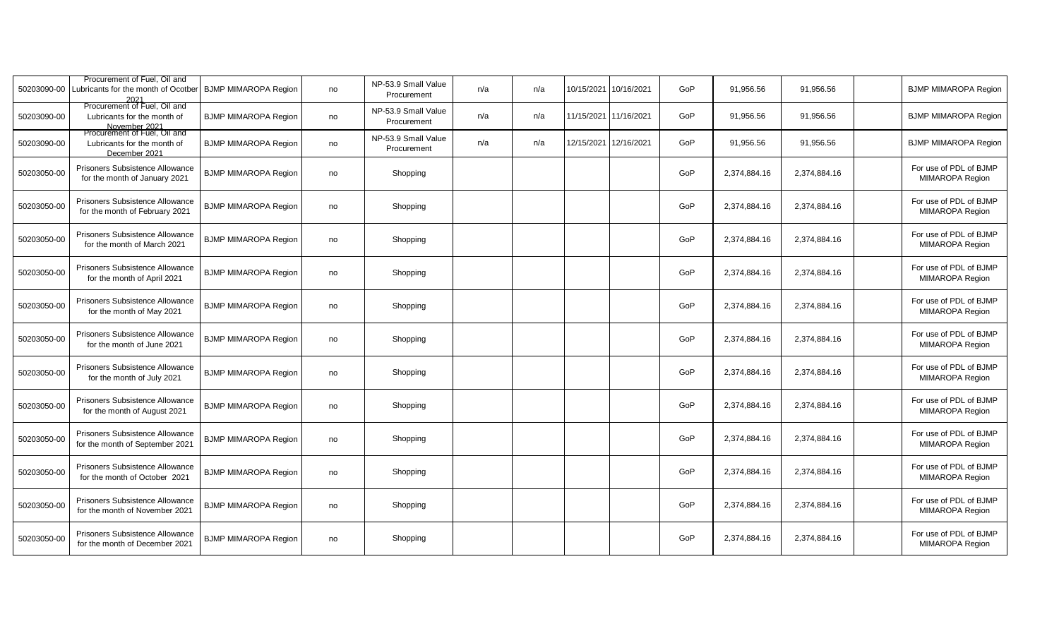| | | | | | | | | | | | | | |
|---|---|---|---|---|---|---|---|---|---|---|---|---|---|
| 50203090-00 | Procurement of Fuel, Oil and Lubricants for the month of Ocotber 2021 | BJMP MIMAROPA Region | no | NP-53.9 Small Value Procurement | n/a | n/a | 10/15/2021 | 10/16/2021 | GoP | 91,956.56 | 91,956.56 | | BJMP MIMAROPA Region |
| 50203090-00 | Procurement of Fuel, Oil and Lubricants for the month of November 2021 | BJMP MIMAROPA Region | no | NP-53.9 Small Value Procurement | n/a | n/a | 11/15/2021 | 11/16/2021 | GoP | 91,956.56 | 91,956.56 | | BJMP MIMAROPA Region |
| 50203090-00 | Procurement of Fuel, Oil and Lubricants for the month of December 2021 | BJMP MIMAROPA Region | no | NP-53.9 Small Value Procurement | n/a | n/a | 12/15/2021 | 12/16/2021 | GoP | 91,956.56 | 91,956.56 | | BJMP MIMAROPA Region |
| 50203050-00 | Prisoners Subsistence Allowance for the month of January 2021 | BJMP MIMAROPA Region | no | Shopping | | | | | GoP | 2,374,884.16 | 2,374,884.16 | | For use of PDL of BJMP MIMAROPA Region |
| 50203050-00 | Prisoners Subsistence Allowance for the month of February 2021 | BJMP MIMAROPA Region | no | Shopping | | | | | GoP | 2,374,884.16 | 2,374,884.16 | | For use of PDL of BJMP MIMAROPA Region |
| 50203050-00 | Prisoners Subsistence Allowance for the month of March 2021 | BJMP MIMAROPA Region | no | Shopping | | | | | GoP | 2,374,884.16 | 2,374,884.16 | | For use of PDL of BJMP MIMAROPA Region |
| 50203050-00 | Prisoners Subsistence Allowance for the month of April 2021 | BJMP MIMAROPA Region | no | Shopping | | | | | GoP | 2,374,884.16 | 2,374,884.16 | | For use of PDL of BJMP MIMAROPA Region |
| 50203050-00 | Prisoners Subsistence Allowance for the month of May 2021 | BJMP MIMAROPA Region | no | Shopping | | | | | GoP | 2,374,884.16 | 2,374,884.16 | | For use of PDL of BJMP MIMAROPA Region |
| 50203050-00 | Prisoners Subsistence Allowance for the month of June 2021 | BJMP MIMAROPA Region | no | Shopping | | | | | GoP | 2,374,884.16 | 2,374,884.16 | | For use of PDL of BJMP MIMAROPA Region |
| 50203050-00 | Prisoners Subsistence Allowance for the month of July 2021 | BJMP MIMAROPA Region | no | Shopping | | | | | GoP | 2,374,884.16 | 2,374,884.16 | | For use of PDL of BJMP MIMAROPA Region |
| 50203050-00 | Prisoners Subsistence Allowance for the month of August 2021 | BJMP MIMAROPA Region | no | Shopping | | | | | GoP | 2,374,884.16 | 2,374,884.16 | | For use of PDL of BJMP MIMAROPA Region |
| 50203050-00 | Prisoners Subsistence Allowance for the month of September 2021 | BJMP MIMAROPA Region | no | Shopping | | | | | GoP | 2,374,884.16 | 2,374,884.16 | | For use of PDL of BJMP MIMAROPA Region |
| 50203050-00 | Prisoners Subsistence Allowance for the month of October 2021 | BJMP MIMAROPA Region | no | Shopping | | | | | GoP | 2,374,884.16 | 2,374,884.16 | | For use of PDL of BJMP MIMAROPA Region |
| 50203050-00 | Prisoners Subsistence Allowance for the month of November 2021 | BJMP MIMAROPA Region | no | Shopping | | | | | GoP | 2,374,884.16 | 2,374,884.16 | | For use of PDL of BJMP MIMAROPA Region |
| 50203050-00 | Prisoners Subsistence Allowance for the month of December 2021 | BJMP MIMAROPA Region | no | Shopping | | | | | GoP | 2,374,884.16 | 2,374,884.16 | | For use of PDL of BJMP MIMAROPA Region |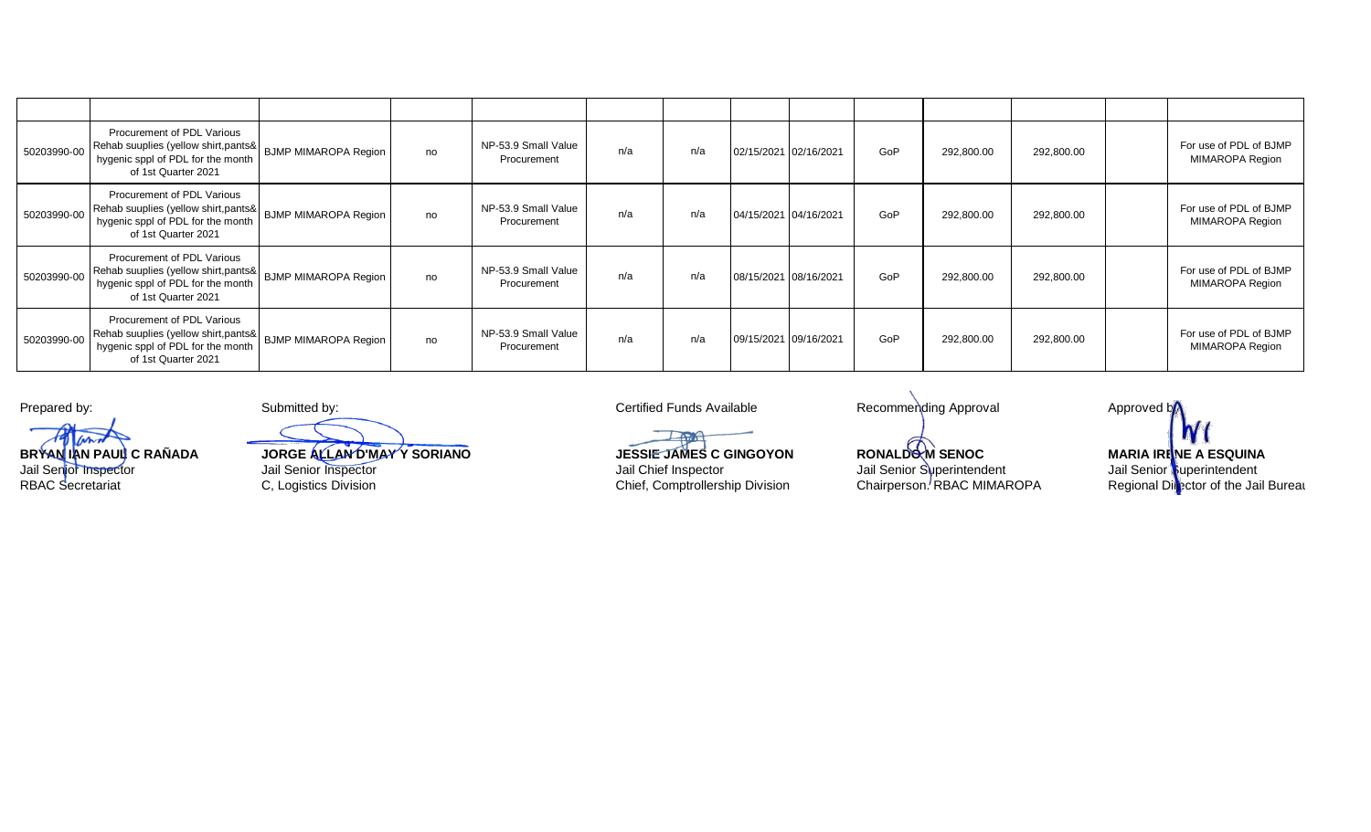| | | | | | | | | | | | | | |
|---|---|---|---|---|---|---|---|---|---|---|---|---|---|
| 50203990-00 | Procurement of PDL Various Rehab suuplies (yellow shirt,pants& hygenic sppl of PDL for the month of 1st Quarter 2021 | BJMP MIMAROPA Region | no | NP-53.9 Small Value Procurement | n/a | n/a | 02/15/2021 | 02/16/2021 | GoP | 292,800.00 | 292,800.00 | | For use of PDL of BJMP MIMAROPA Region |
| 50203990-00 | Procurement of PDL Various Rehab suuplies (yellow shirt,pants& hygenic sppl of PDL for the month of 1st Quarter 2021 | BJMP MIMAROPA Region | no | NP-53.9 Small Value Procurement | n/a | n/a | 04/15/2021 | 04/16/2021 | GoP | 292,800.00 | 292,800.00 | | For use of PDL of BJMP MIMAROPA Region |
| 50203990-00 | Procurement of PDL Various Rehab suuplies (yellow shirt,pants& hygenic sppl of PDL for the month of 1st Quarter 2021 | BJMP MIMAROPA Region | no | NP-53.9 Small Value Procurement | n/a | n/a | 08/15/2021 | 08/16/2021 | GoP | 292,800.00 | 292,800.00 | | For use of PDL of BJMP MIMAROPA Region |
| 50203990-00 | Procurement of PDL Various Rehab suuplies (yellow shirt,pants& hygenic sppl of PDL for the month of 1st Quarter 2021 | BJMP MIMAROPA Region | no | NP-53.9 Small Value Procurement | n/a | n/a | 09/15/2021 | 09/16/2021 | GoP | 292,800.00 | 292,800.00 | | For use of PDL of BJMP MIMAROPA Region |

Prepared by:

**BRYAN IAN PAUL C RAÑADA**
Jail Senior Inspector
RBAC Secretariat

Submitted by:

**JORGE ALLAN D'MAY Y SORIANO**
Jail Senior Inspector
C, Logistics Division

Certified Funds Available

**JESSIE JAMES C GINGOYON**
Jail Chief Inspector
Chief, Comptrollership Division

Recommending Approval

**RONALDO M SENOC**
Jail Senior Superintendent
Chairperson. RBAC MIMAROPA

Approved by:

**MARIA IRENE A ESQUINA**
Jail Senior Superintendent
Regional Director of the Jail Bureau